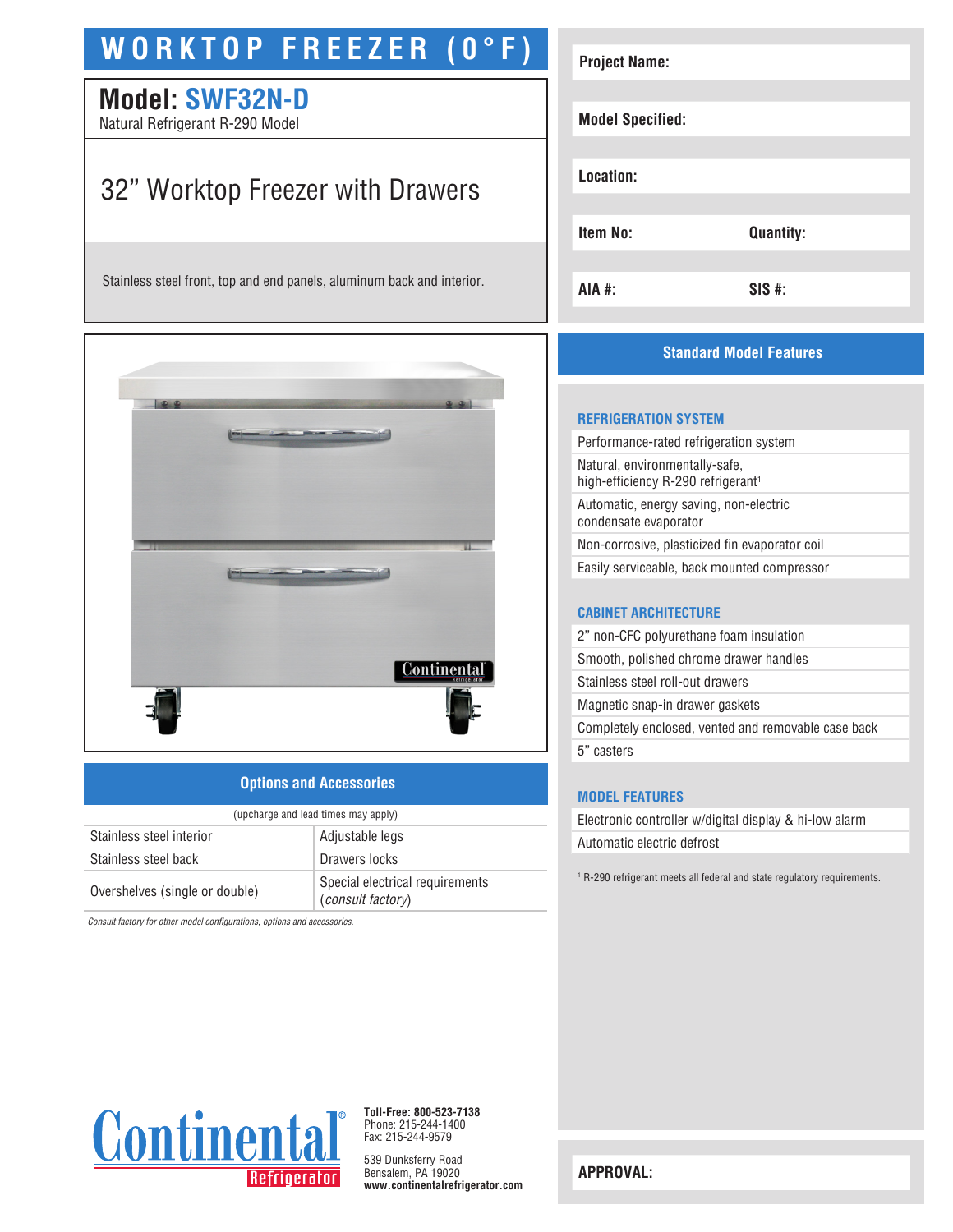# WORKTOP FREEZER (0°F)

## Model: SWF32N-D

Natural Refrigerant R-290 Model

### 32" Worktop Freezer with Drawers

Stainless steel front, top and end panels, aluminum back and interior.

| Project Name: | |
|---|---|
| Model Specified: | |
| Location: | |
| Item No: | Quantity: |
| AIA #: | SIS #: |

## Options and Accessories

(upcharge and lead times may apply)

| | |
|---|---|
| Stainless steel interior | Adjustable legs |
| Stainless steel back | Drawers locks |
| Overshelves (single or double) | Special electrical requirements (*consult factory*) |

*Consult factory for other model configurations, options and accessories.*

## Standard Model Features

### REFRIGERATION SYSTEM

- Performance-rated refrigeration system
- Natural, environmentally-safe, high-efficiency R-290 refrigerant[1]
- Automatic, energy saving, non-electric condensate evaporator
- Non-corrosive, plasticized fin evaporator coil
- Easily serviceable, back mounted compressor

### CABINET ARCHITECTURE

- 2" non-CFC polyurethane foam insulation
- Smooth, polished chrome drawer handles
- Stainless steel roll-out drawers
- Magnetic snap-in drawer gaskets
- Completely enclosed, vented and removable case back
- 5" casters

### MODEL FEATURES

- Electronic controller w/digital display & hi-low alarm
- Automatic electric defrost

[1] R-290 refrigerant meets all federal and state regulatory requirements.

Continental Refrigerator

**Toll-Free: 800-523-7138**
Phone: 215-244-1400
Fax: 215-244-9579

539 Dunksferry Road
Bensalem, PA 19020
**www.continentalrefrigerator.com**

**APPROVAL:**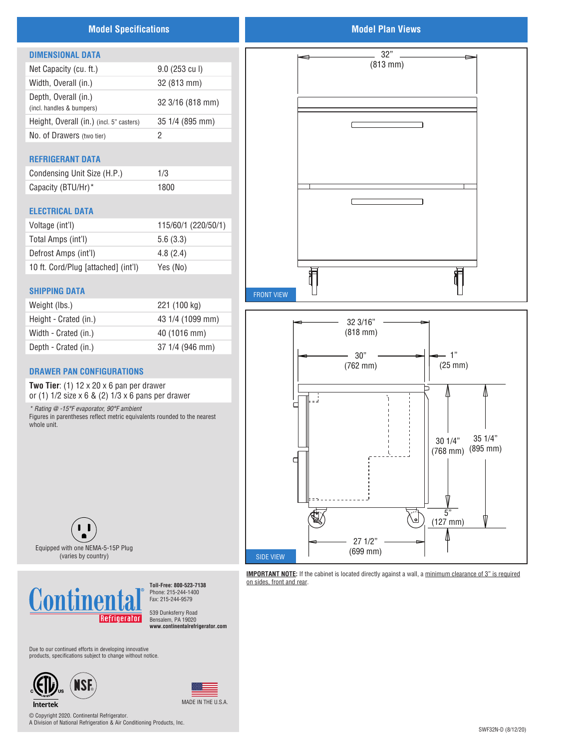## Model Specifications

### DIMENSIONAL DATA

| | |
|---|---|
| Net Capacity (cu. ft.) | 9.0 (253 cu l) |
| Width, Overall (in.) | 32 (813 mm) |
| Depth, Overall (in.) (incl. handles & bumpers) | 32 3/16 (818 mm) |
| Height, Overall (in.) (incl. 5" casters) | 35 1/4 (895 mm) |
| No. of Drawers (two tier) | 2 |

### REFRIGERANT DATA

| | |
|---|---|
| Condensing Unit Size (H.P.) | 1/3 |
| Capacity (BTU/Hr)* | 1800 |

### ELECTRICAL DATA

| | |
|---|---|
| Voltage (int'l) | 115/60/1 (220/50/1) |
| Total Amps (int'l) | 5.6 (3.3) |
| Defrost Amps (int'l) | 4.8 (2.4) |
| 10 ft. Cord/Plug [attached] (int'l) | Yes (No) |

### SHIPPING DATA

| | |
|---|---|
| Weight (lbs.) | 221 (100 kg) |
| Height - Crated (in.) | 43 1/4 (1099 mm) |
| Width - Crated (in.) | 40 (1016 mm) |
| Depth - Crated (in.) | 37 1/4 (946 mm) |

### DRAWER PAN CONFIGURATIONS

**Two Tier**: (1) 12 x 20 x 6 pan per drawer
or (1) 1/2 size x 6 & (2) 1/3 x 6 pans per drawer

*\* Rating @ -15°F evaporator, 90°F ambient*
Figures in parentheses reflect metric equivalents rounded to the nearest whole unit.

Equipped with one NEMA-5-15P Plug
(varies by country)

## Model Plan Views

32"
(813 mm)

FRONT VIEW

32 3/16"
(818 mm)

30"
(762 mm)

1"
(25 mm)

30 1/4"
(768 mm)

35 1/4"
(895 mm)

5"
(127 mm)

27 1/2"
(699 mm)

SIDE VIEW

**IMPORTANT NOTE:** If the cabinet is located directly against a wall, a minimum clearance of 3" is required on sides, front and rear.

Continental Refrigerator

**Toll-Free: 800-523-7138**
Phone: 215-244-1400
Fax: 215-244-9579

539 Dunksferry Road
Bensalem, PA 19020
**www.continentalrefrigerator.com**

Due to our continued efforts in developing innovative products, specifications subject to change without notice.

Intertek

MADE IN THE U.S.A.

© Copyright 2020. Continental Refrigerator.
A Division of National Refrigeration & Air Conditioning Products, Inc.

SWF32N-D (8/12/20)